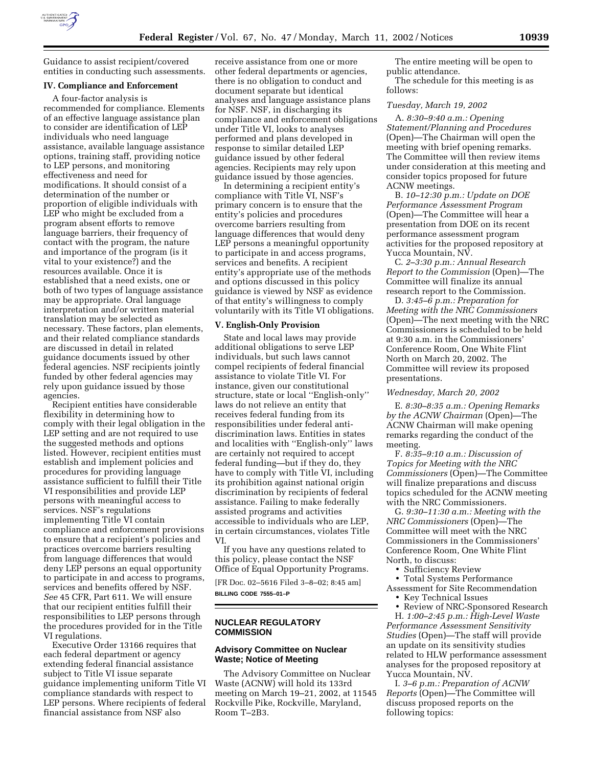Guidance to assist recipient/covered entities in conducting such assessments.

### IV. Compliance and Enforcement

A four-factor analysis is recommended for compliance. Elements of an effective language assistance plan to consider are identification of LEP individuals who need language assistance, available language assistance options, training staff, providing notice to LEP persons, and monitoring effectiveness and need for modifications. It should consist of a determination of the number or proportion of eligible individuals with LEP who might be excluded from a program absent efforts to remove language barriers, their frequency of contact with the program, the nature and importance of the program (is it vital to your existence?) and the resources available. Once it is established that a need exists, one or both of two types of language assistance may be appropriate. Oral language interpretation and/or written material translation may be selected as necessary. These factors, plan elements, and their related compliance standards are discussed in detail in related guidance documents issued by other federal agencies. NSF recipients jointly funded by other federal agencies may rely upon guidance issued by those agencies.

Recipient entities have considerable flexibility in determining how to comply with their legal obligation in the LEP setting and are not required to use the suggested methods and options listed. However, recipient entities must establish and implement policies and procedures for providing language assistance sufficient to fulfill their Title VI responsibilities and provide LEP persons with meaningful access to services. NSF's regulations implementing Title VI contain compliance and enforcement provisions to ensure that a recipient's policies and practices overcome barriers resulting from language differences that would deny LEP persons an equal opportunity to participate in and access to programs, services and benefits offered by NSF. *See* 45 CFR, Part 611. We will ensure that our recipient entities fulfill their responsibilities to LEP persons through the procedures provided for in the Title VI regulations.

Executive Order 13166 requires that each federal department or agency extending federal financial assistance subject to Title VI issue separate guidance implementing uniform Title VI compliance standards with respect to LEP persons. Where recipients of federal financial assistance from NSF also receive assistance from one or more other federal departments or agencies, there is no obligation to conduct and document separate but identical analyses and language assistance plans for NSF. NSF, in discharging its compliance and enforcement obligations under Title VI, looks to analyses performed and plans developed in response to similar detailed LEP guidance issued by other federal agencies. Recipients may rely upon guidance issued by those agencies.

In determining a recipient entity's compliance with Title VI, NSF's primary concern is to ensure that the entity's policies and procedures overcome barriers resulting from language differences that would deny LEP persons a meaningful opportunity to participate in and access programs, services and benefits. A recipient entity's appropriate use of the methods and options discussed in this policy guidance is viewed by NSF as evidence of that entity's willingness to comply voluntarily with its Title VI obligations.

### V. English-Only Provision

State and local laws may provide additional obligations to serve LEP individuals, but such laws cannot compel recipients of federal financial assistance to violate Title VI. For instance, given our constitutional structure, state or local ''English-only'' laws do not relieve an entity that receives federal funding from its responsibilities under federal anti-discrimination laws. Entities in states and localities with ''English-only'' laws are certainly not required to accept federal funding—but if they do, they have to comply with Title VI, including its prohibition against national origin discrimination by recipients of federal assistance. Failing to make federally assisted programs and activities accessible to individuals who are LEP, in certain circumstances, violates Title VI.

If you have any questions related to this policy, please contact the NSF Office of Equal Opportunity Programs.

[FR Doc. 02–5616 Filed 3–8–02; 8:45 am]

**BILLING CODE 7555–01–P**

## NUCLEAR REGULATORY COMMISSION

### Advisory Committee on Nuclear Waste; Notice of Meeting

The Advisory Committee on Nuclear Waste (ACNW) will hold its 133rd meeting on March 19–21, 2002, at 11545 Rockville Pike, Rockville, Maryland, Room T–2B3.

The entire meeting will be open to public attendance.

The schedule for this meeting is as follows:

*Tuesday, March 19, 2002*

A. *8:30–9:40 a.m.: Opening Statement/Planning and Procedures* (Open)—The Chairman will open the meeting with brief opening remarks. The Committee will then review items under consideration at this meeting and consider topics proposed for future ACNW meetings.

B. *10–12:30 p.m.: Update on DOE Performance Assessment Program* (Open)—The Committee will hear a presentation from DOE on its recent performance assessment program activities for the proposed repository at Yucca Mountain, NV.

C. *2–3:30 p.m.: Annual Research Report to the Commission* (Open)—The Committee will finalize its annual research report to the Commission.

D. *3:45–6 p.m.: Preparation for Meeting with the NRC Commissioners* (Open)—The next meeting with the NRC Commissioners is scheduled to be held at 9:30 a.m. in the Commissioners' Conference Room, One White Flint North on March 20, 2002. The Committee will review its proposed presentations.

*Wednesday, March 20, 2002*

E. *8:30–8:35 a.m.: Opening Remarks by the ACNW Chairman* (Open)—The ACNW Chairman will make opening remarks regarding the conduct of the meeting.

F. *8:35–9:10 a.m.: Discussion of Topics for Meeting with the NRC Commissioners* (Open)—The Committee will finalize preparations and discuss topics scheduled for the ACNW meeting with the NRC Commissioners.

G. *9:30–11:30 a.m.: Meeting with the NRC Commissioners* (Open)—The Committee will meet with the NRC Commissioners in the Commissioners' Conference Room, One White Flint North, to discuss:

- Sufficiency Review
- Total Systems Performance Assessment for Site Recommendation
- Key Technical Issues
- Review of NRC-Sponsored Research

H. *1:00–2:45 p.m.: High-Level Waste Performance Assessment Sensitivity Studies* (Open)—The staff will provide an update on its sensitivity studies related to HLW performance assessment analyses for the proposed repository at Yucca Mountain, NV.

I. *3–6 p.m.: Preparation of ACNW Reports* (Open)—The Committee will discuss proposed reports on the following topics: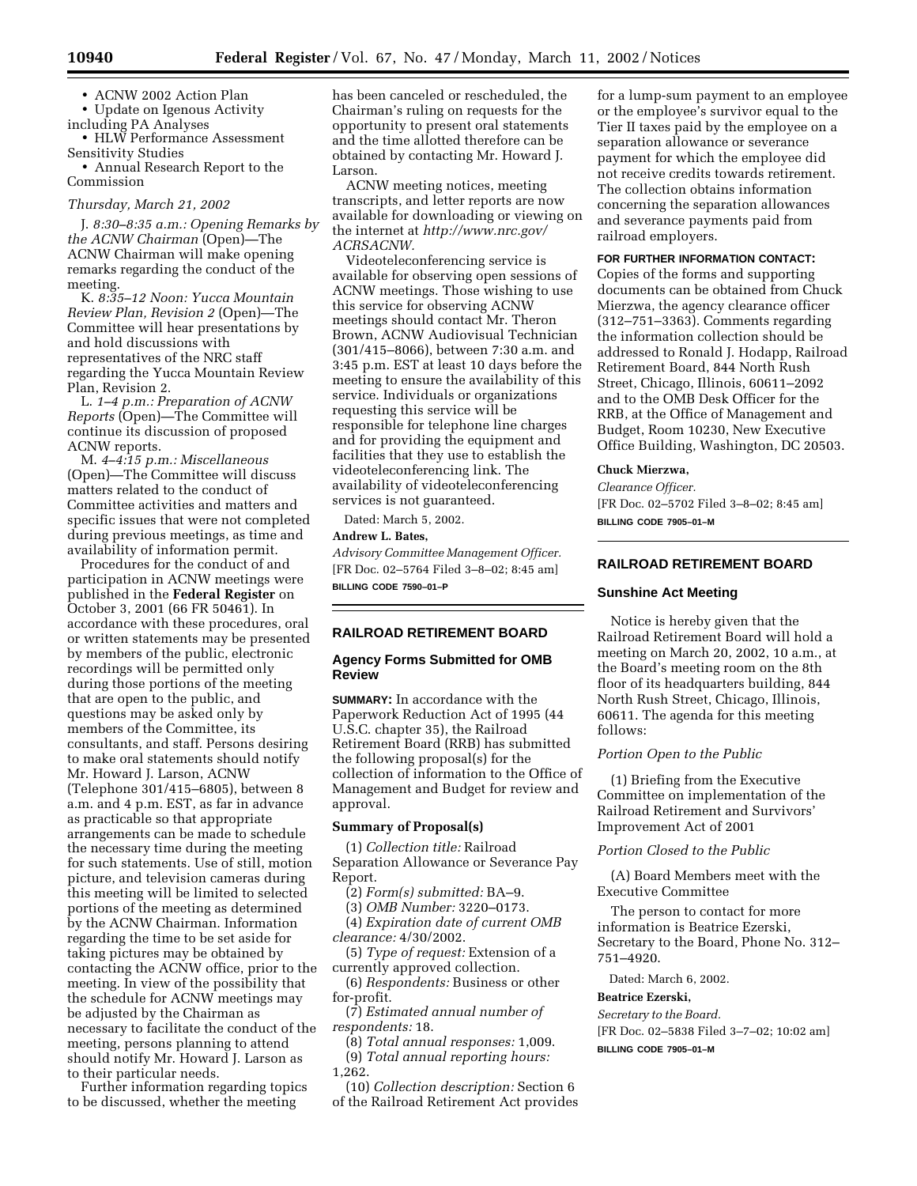• ACNW 2002 Action Plan

• Update on Igenous Activity including PA Analyses

• HLW Performance Assessment Sensitivity Studies

• Annual Research Report to the Commission

*Thursday, March 21, 2002*

J. *8:30–8:35 a.m.: Opening Remarks by the ACNW Chairman* (Open)—The ACNW Chairman will make opening remarks regarding the conduct of the meeting.

K. *8:35–12 Noon: Yucca Mountain Review Plan, Revision 2* (Open)—The Committee will hear presentations by and hold discussions with representatives of the NRC staff regarding the Yucca Mountain Review Plan, Revision 2.

L. *1–4 p.m.: Preparation of ACNW Reports* (Open)—The Committee will continue its discussion of proposed ACNW reports.

M. *4–4:15 p.m.: Miscellaneous* (Open)—The Committee will discuss matters related to the conduct of Committee activities and matters and specific issues that were not completed during previous meetings, as time and availability of information permit.

Procedures for the conduct of and participation in ACNW meetings were published in the **Federal Register** on October 3, 2001 (66 FR 50461). In accordance with these procedures, oral or written statements may be presented by members of the public, electronic recordings will be permitted only during those portions of the meeting that are open to the public, and questions may be asked only by members of the Committee, its consultants, and staff. Persons desiring to make oral statements should notify Mr. Howard J. Larson, ACNW (Telephone 301/415–6805), between 8 a.m. and 4 p.m. EST, as far in advance as practicable so that appropriate arrangements can be made to schedule the necessary time during the meeting for such statements. Use of still, motion picture, and television cameras during this meeting will be limited to selected portions of the meeting as determined by the ACNW Chairman. Information regarding the time to be set aside for taking pictures may be obtained by contacting the ACNW office, prior to the meeting. In view of the possibility that the schedule for ACNW meetings may be adjusted by the Chairman as necessary to facilitate the conduct of the meeting, persons planning to attend should notify Mr. Howard J. Larson as to their particular needs.

Further information regarding topics to be discussed, whether the meeting has been canceled or rescheduled, the Chairman's ruling on requests for the opportunity to present oral statements and the time allotted therefore can be obtained by contacting Mr. Howard J. Larson.

ACNW meeting notices, meeting transcripts, and letter reports are now available for downloading or viewing on the internet at *http://www.nrc.gov/ACRSACNW.*

Videoteleconferencing service is available for observing open sessions of ACNW meetings. Those wishing to use this service for observing ACNW meetings should contact Mr. Theron Brown, ACNW Audiovisual Technician (301/415–8066), between 7:30 a.m. and 3:45 p.m. EST at least 10 days before the meeting to ensure the availability of this service. Individuals or organizations requesting this service will be responsible for telephone line charges and for providing the equipment and facilities that they use to establish the videoteleconferencing link. The availability of videoteleconferencing services is not guaranteed.

Dated: March 5, 2002.

**Andrew L. Bates,**

*Advisory Committee Management Officer.*

[FR Doc. 02–5764 Filed 3–8–02; 8:45 am]

**BILLING CODE 7590–01–P**

## RAILROAD RETIREMENT BOARD

### Agency Forms Submitted for OMB Review

**SUMMARY:** In accordance with the Paperwork Reduction Act of 1995 (44 U.S.C. chapter 35), the Railroad Retirement Board (RRB) has submitted the following proposal(s) for the collection of information to the Office of Management and Budget for review and approval.

**Summary of Proposal(s)**

(1) *Collection title:* Railroad Separation Allowance or Severance Pay Report.

(2) *Form(s) submitted:* BA–9.

(3) *OMB Number:* 3220–0173.

(4) *Expiration date of current OMB clearance:* 4/30/2002.

(5) *Type of request:* Extension of a currently approved collection.

(6) *Respondents:* Business or other for-profit.

(7) *Estimated annual number of respondents:* 18.

(8) *Total annual responses:* 1,009.

(9) *Total annual reporting hours:* 1,262.

(10) *Collection description:* Section 6 of the Railroad Retirement Act provides for a lump-sum payment to an employee or the employee's survivor equal to the Tier II taxes paid by the employee on a separation allowance or severance payment for which the employee did not receive credits towards retirement. The collection obtains information concerning the separation allowances and severance payments paid from railroad employers.

**FOR FURTHER INFORMATION CONTACT:** Copies of the forms and supporting documents can be obtained from Chuck Mierzwa, the agency clearance officer (312–751–3363). Comments regarding the information collection should be addressed to Ronald J. Hodapp, Railroad Retirement Board, 844 North Rush Street, Chicago, Illinois, 60611–2092 and to the OMB Desk Officer for the RRB, at the Office of Management and Budget, Room 10230, New Executive Office Building, Washington, DC 20503.

**Chuck Mierzwa,**

*Clearance Officer.*

[FR Doc. 02–5702 Filed 3–8–02; 8:45 am]

**BILLING CODE 7905–01–M**

## RAILROAD RETIREMENT BOARD

### Sunshine Act Meeting

Notice is hereby given that the Railroad Retirement Board will hold a meeting on March 20, 2002, 10 a.m., at the Board's meeting room on the 8th floor of its headquarters building, 844 North Rush Street, Chicago, Illinois, 60611. The agenda for this meeting follows:

*Portion Open to the Public*

(1) Briefing from the Executive Committee on implementation of the Railroad Retirement and Survivors' Improvement Act of 2001

*Portion Closed to the Public*

(A) Board Members meet with the Executive Committee

The person to contact for more information is Beatrice Ezerski, Secretary to the Board, Phone No. 312–751–4920.

Dated: March 6, 2002.

**Beatrice Ezerski,**

*Secretary to the Board.*

[FR Doc. 02–5838 Filed 3–7–02; 10:02 am]

**BILLING CODE 7905–01–M**